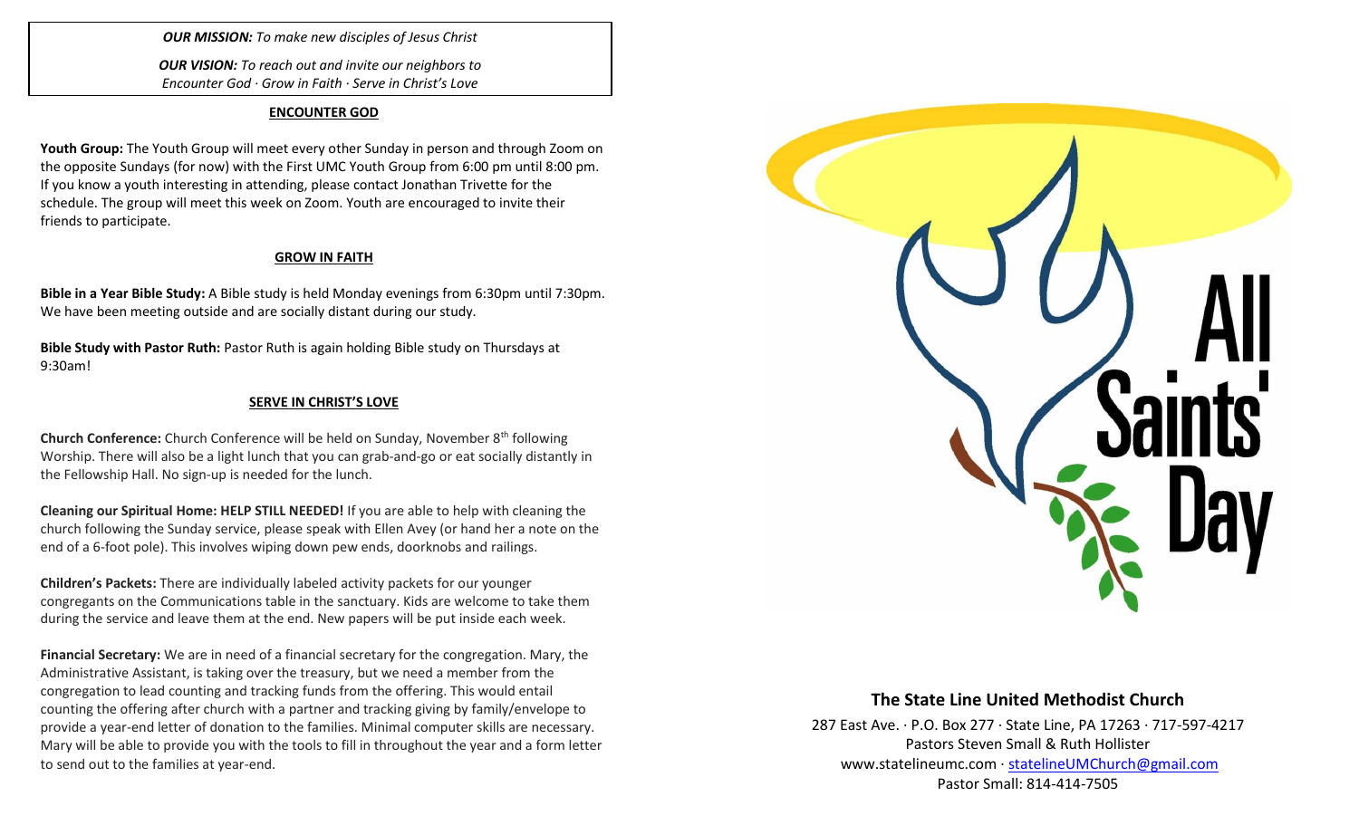***OUR MISSION:*** *To make new disciples of Jesus Christ*

***OUR VISION:*** *To reach out and invite our neighbors to Encounter God · Grow in Faith · Serve in Christ's Love*

## ENCOUNTER GOD

**Youth Group:** The Youth Group will meet every other Sunday in person and through Zoom on the opposite Sundays (for now) with the First UMC Youth Group from 6:00 pm until 8:00 pm. If you know a youth interesting in attending, please contact Jonathan Trivette for the schedule. The group will meet this week on Zoom. Youth are encouraged to invite their friends to participate.

## GROW IN FAITH

**Bible in a Year Bible Study:** A Bible study is held Monday evenings from 6:30pm until 7:30pm. We have been meeting outside and are socially distant during our study.

**Bible Study with Pastor Ruth:** Pastor Ruth is again holding Bible study on Thursdays at 9:30am!

## SERVE IN CHRIST'S LOVE

**Church Conference:** Church Conference will be held on Sunday, November 8th following Worship. There will also be a light lunch that you can grab-and-go or eat socially distantly in the Fellowship Hall. No sign-up is needed for the lunch.

**Cleaning our Spiritual Home: HELP STILL NEEDED!** If you are able to help with cleaning the church following the Sunday service, please speak with Ellen Avey (or hand her a note on the end of a 6-foot pole). This involves wiping down pew ends, doorknobs and railings.

**Children's Packets:** There are individually labeled activity packets for our younger congregants on the Communications table in the sanctuary. Kids are welcome to take them during the service and leave them at the end. New papers will be put inside each week.

**Financial Secretary:** We are in need of a financial secretary for the congregation. Mary, the Administrative Assistant, is taking over the treasury, but we need a member from the congregation to lead counting and tracking funds from the offering. This would entail counting the offering after church with a partner and tracking giving by family/envelope to provide a year-end letter of donation to the families. Minimal computer skills are necessary. Mary will be able to provide you with the tools to fill in throughout the year and a form letter to send out to the families at year-end.

# All Saints' Day

## The State Line United Methodist Church

287 East Ave. · P.O. Box 277 · State Line, PA 17263 · 717-597-4217
Pastors Steven Small & Ruth Hollister
www.statelineumc.com · statelineUMChurch@gmail.com
Pastor Small: 814-414-7505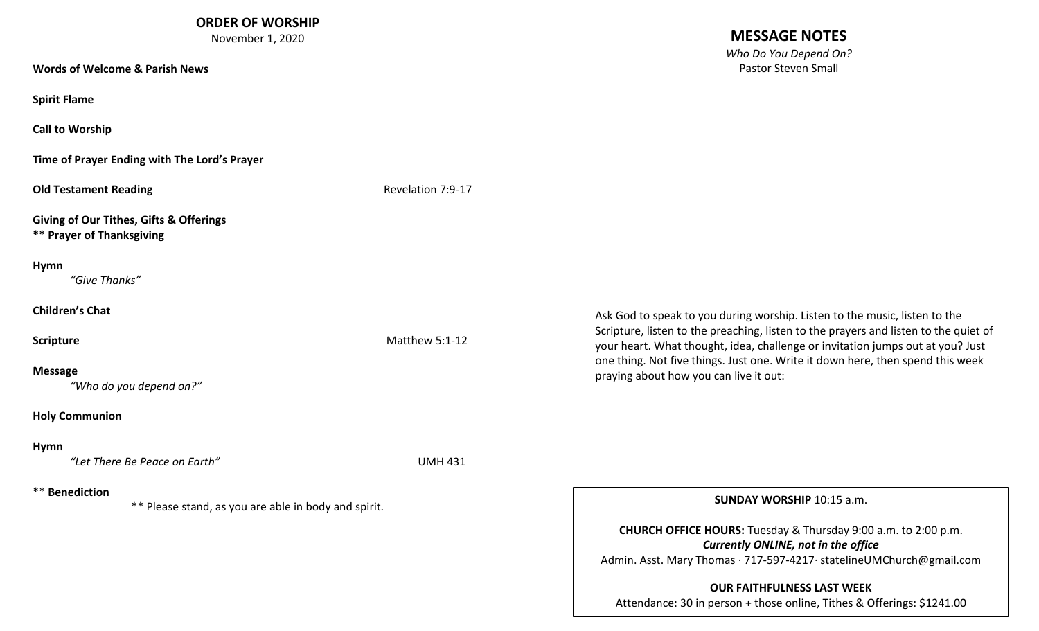## ORDER OF WORSHIP

November 1, 2020

**Words of Welcome & Parish News**

**Spirit Flame**

**Call to Worship**

**Time of Prayer Ending with The Lord's Prayer**

**Old Testament Reading** Revelation 7:9-17

**Giving of Our Tithes, Gifts & Offerings**
**** Prayer of Thanksgiving**

**Hymn**
*"Give Thanks"*

**Children's Chat**

**Scripture** Matthew 5:1-12

**Message**
*"Who do you depend on?"*

**Holy Communion**

**Hymn**
*"Let There Be Peace on Earth"* UMH 431

** **Benediction**

** Please stand, as you are able in body and spirit.

## MESSAGE NOTES

*Who Do You Depend On?*
Pastor Steven Small

Ask God to speak to you during worship. Listen to the music, listen to the Scripture, listen to the preaching, listen to the prayers and listen to the quiet of your heart. What thought, idea, challenge or invitation jumps out at you? Just one thing. Not five things. Just one. Write it down here, then spend this week praying about how you can live it out:

**SUNDAY WORSHIP** 10:15 a.m.

**CHURCH OFFICE HOURS:** Tuesday & Thursday 9:00 a.m. to 2:00 p.m.
***Currently ONLINE, not in the office***
Admin. Asst. Mary Thomas · 717-597-4217· statelineUMChurch@gmail.com

**OUR FAITHFULNESS LAST WEEK**
Attendance: 30 in person + those online, Tithes & Offerings: $1241.00